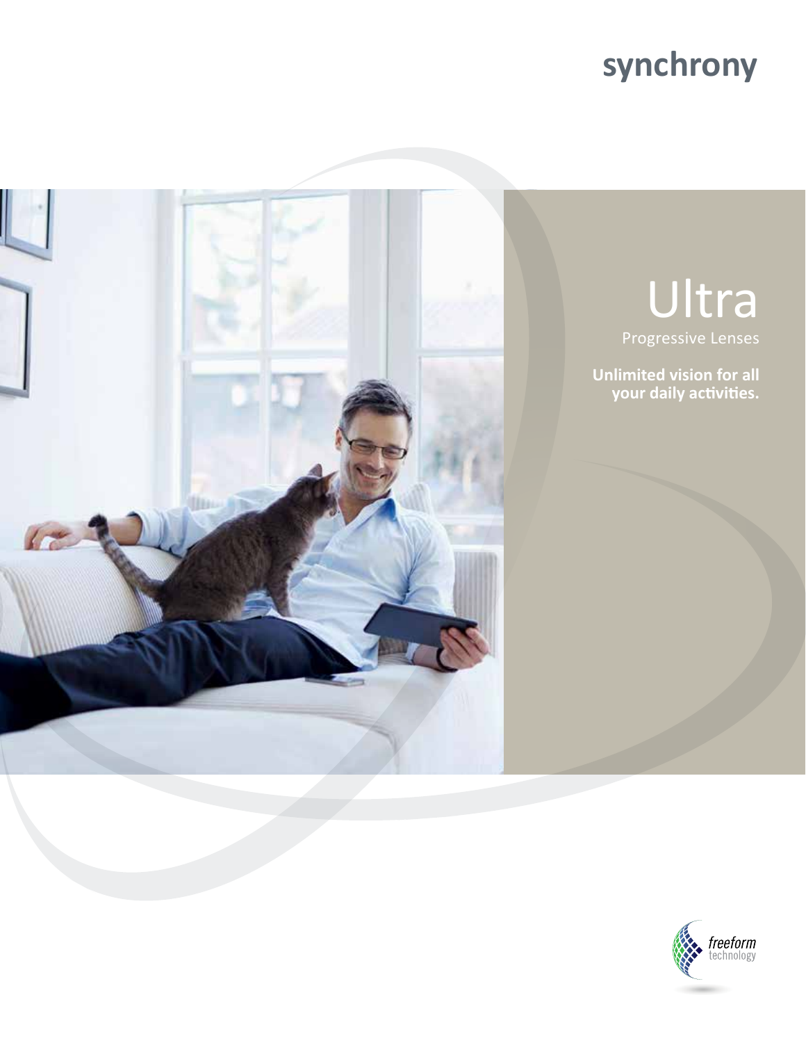synchrony

# Ultra

Progressive Lenses

**Unlimited vision for all your daily activities.**

freeform technology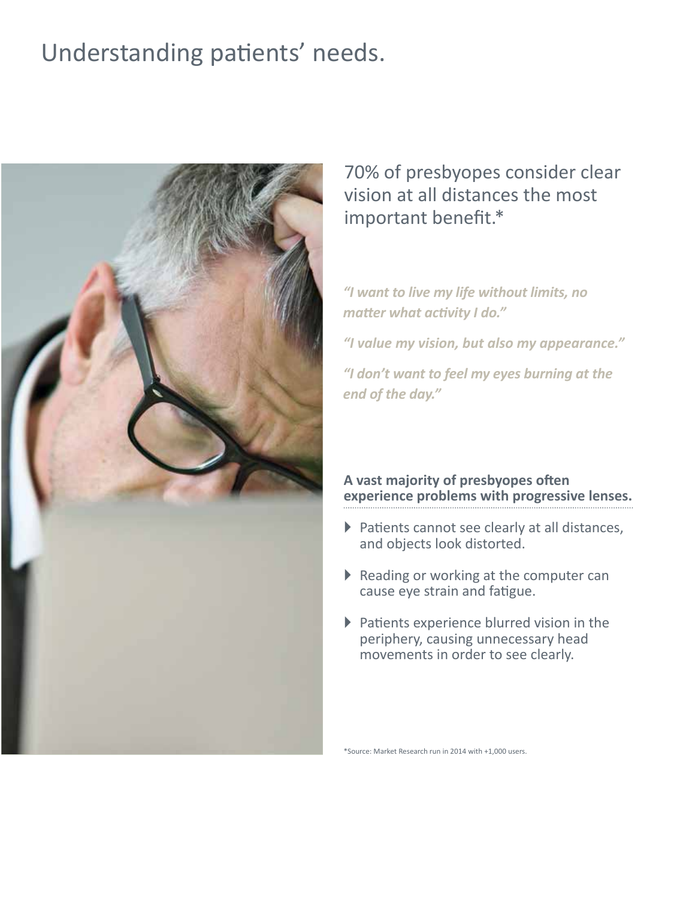# Understanding patients' needs.

70% of presbyopes consider clear vision at all distances the most important benefit.*

*"I want to live my life without limits, no matter what activity I do."*

*"I value my vision, but also my appearance."*

*"I don't want to feel my eyes burning at the end of the day."*

**A vast majority of presbyopes often experience problems with progressive lenses.**

- Patients cannot see clearly at all distances, and objects look distorted.
- Reading or working at the computer can cause eye strain and fatigue.
- Patients experience blurred vision in the periphery, causing unnecessary head movements in order to see clearly.

*Source: Market Research run in 2014 with +1,000 users.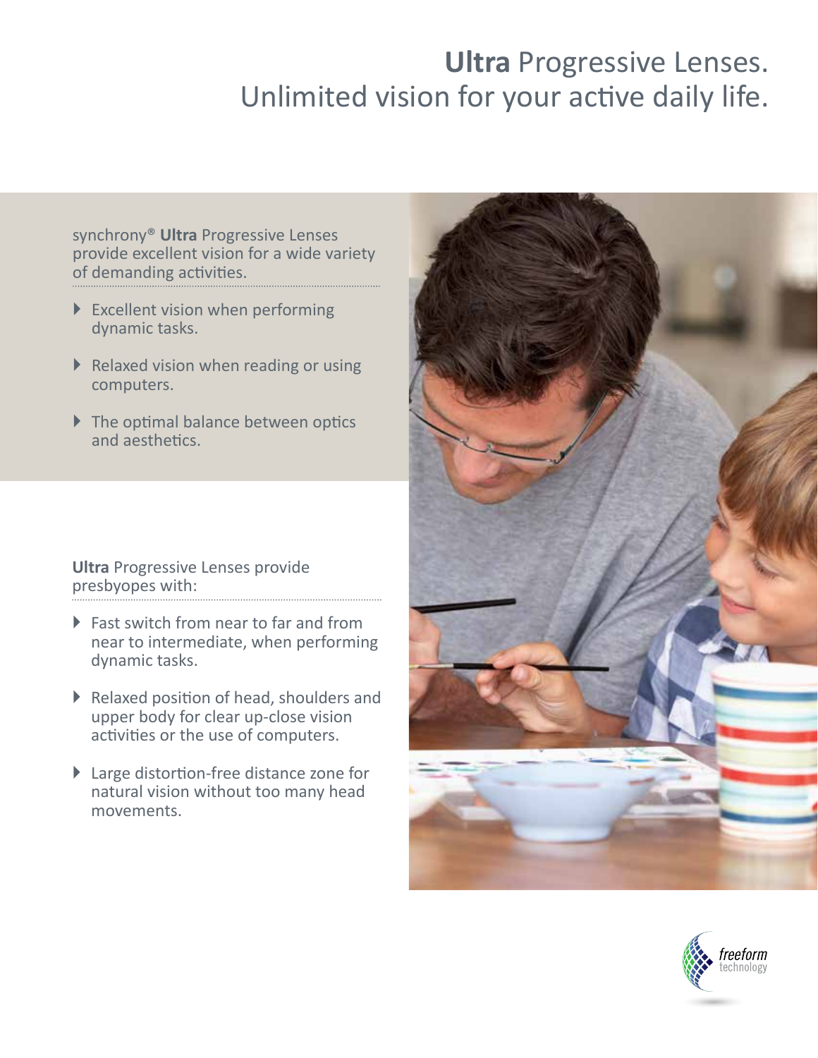# **Ultra** Progressive Lenses. Unlimited vision for your active daily life.

synchrony® **Ultra** Progressive Lenses provide excellent vision for a wide variety of demanding activities.

- Excellent vision when performing dynamic tasks.
- Relaxed vision when reading or using computers.
- The optimal balance between optics and aesthetics.

**Ultra** Progressive Lenses provide presbyopes with:

- Fast switch from near to far and from near to intermediate, when performing dynamic tasks.
- Relaxed position of head, shoulders and upper body for clear up-close vision activities or the use of computers.
- Large distortion-free distance zone for natural vision without too many head movements.

freeform technology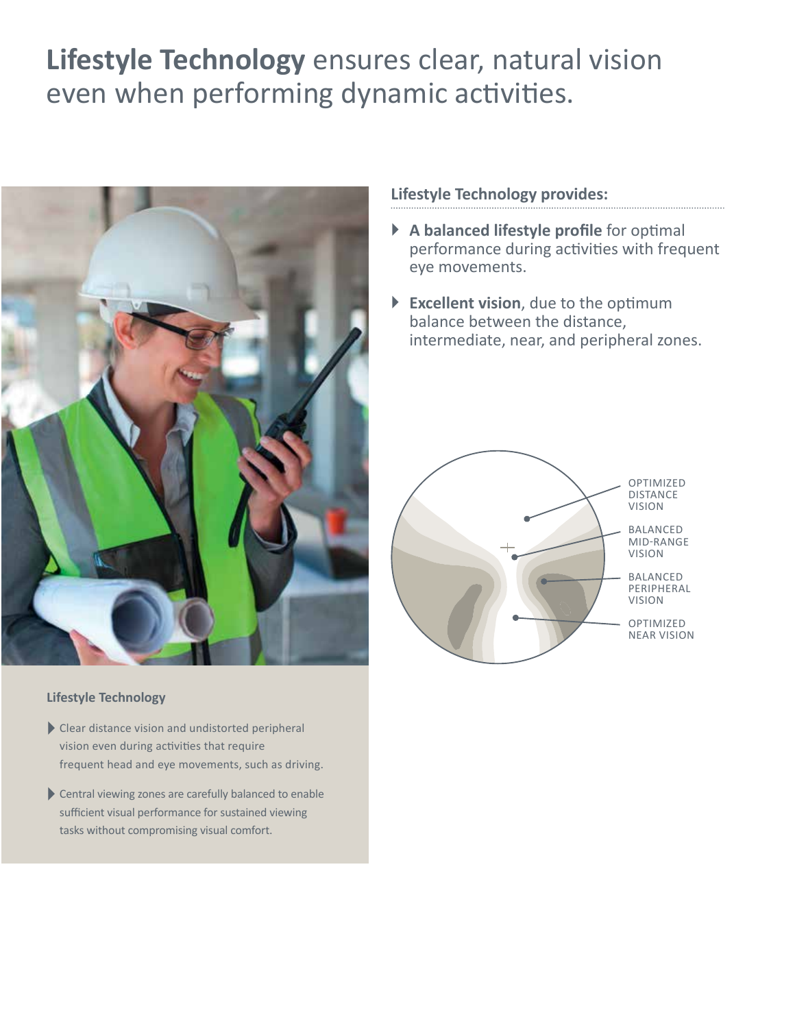# **Lifestyle Technology** ensures clear, natural vision even when performing dynamic activities.

### Lifestyle Technology provides:

- **A balanced lifestyle profile** for optimal performance during activities with frequent eye movements.
- **Excellent vision**, due to the optimum balance between the distance, intermediate, near, and peripheral zones.

OPTIMIZED DISTANCE VISION

BALANCED MID-RANGE VISION

BALANCED PERIPHERAL VISION

OPTIMIZED NEAR VISION

### Lifestyle Technology

- Clear distance vision and undistorted peripheral vision even during activities that require frequent head and eye movements, such as driving.
- Central viewing zones are carefully balanced to enable sufficient visual performance for sustained viewing tasks without compromising visual comfort.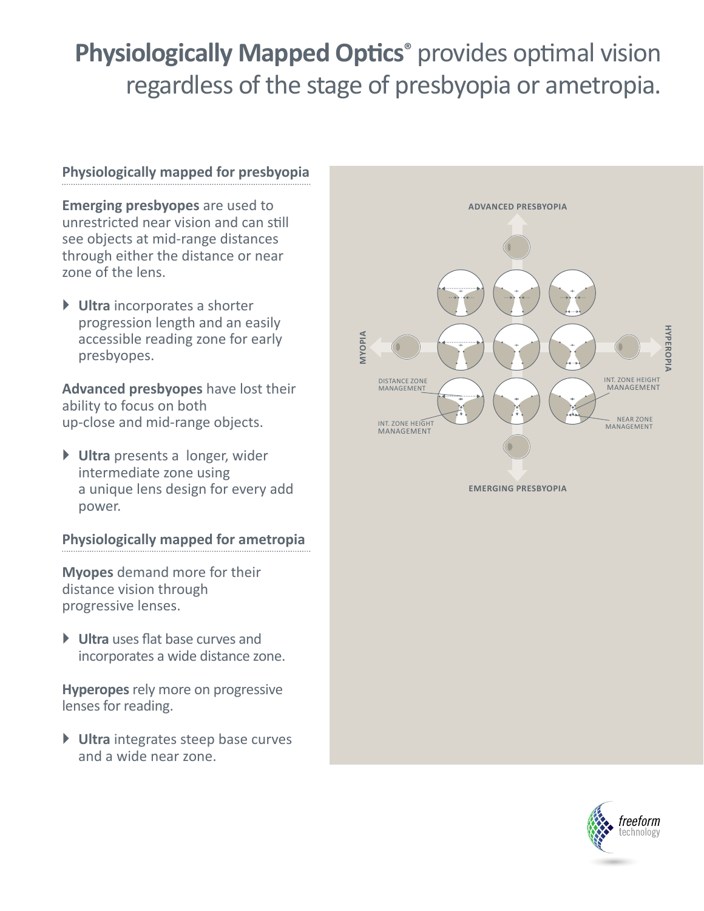# **Physiologically Mapped Optics®** provides optimal vision regardless of the stage of presbyopia or ametropia.

## Physiologically mapped for presbyopia

**Emerging presbyopes** are used to unrestricted near vision and can still see objects at mid-range distances through either the distance or near zone of the lens.

- **Ultra** incorporates a shorter progression length and an easily accessible reading zone for early presbyopes.

**Advanced presbyopes** have lost their ability to focus on both up-close and mid-range objects.

- **Ultra** presents a longer, wider intermediate zone using a unique lens design for every add power.

## Physiologically mapped for ametropia

**Myopes** demand more for their distance vision through progressive lenses.

- **Ultra** uses flat base curves and incorporates a wide distance zone.

**Hyperopes** rely more on progressive lenses for reading.

- **Ultra** integrates steep base curves and a wide near zone.

ADVANCED PRESBYOPIA

MYOPIA

HYPEROPIA

DISTANCE ZONE MANAGEMENT

INT. ZONE HEIGHT MANAGEMENT

INT. ZONE HEIGHT MANAGEMENT

NEAR ZONE MANAGEMENT

EMERGING PRESBYOPIA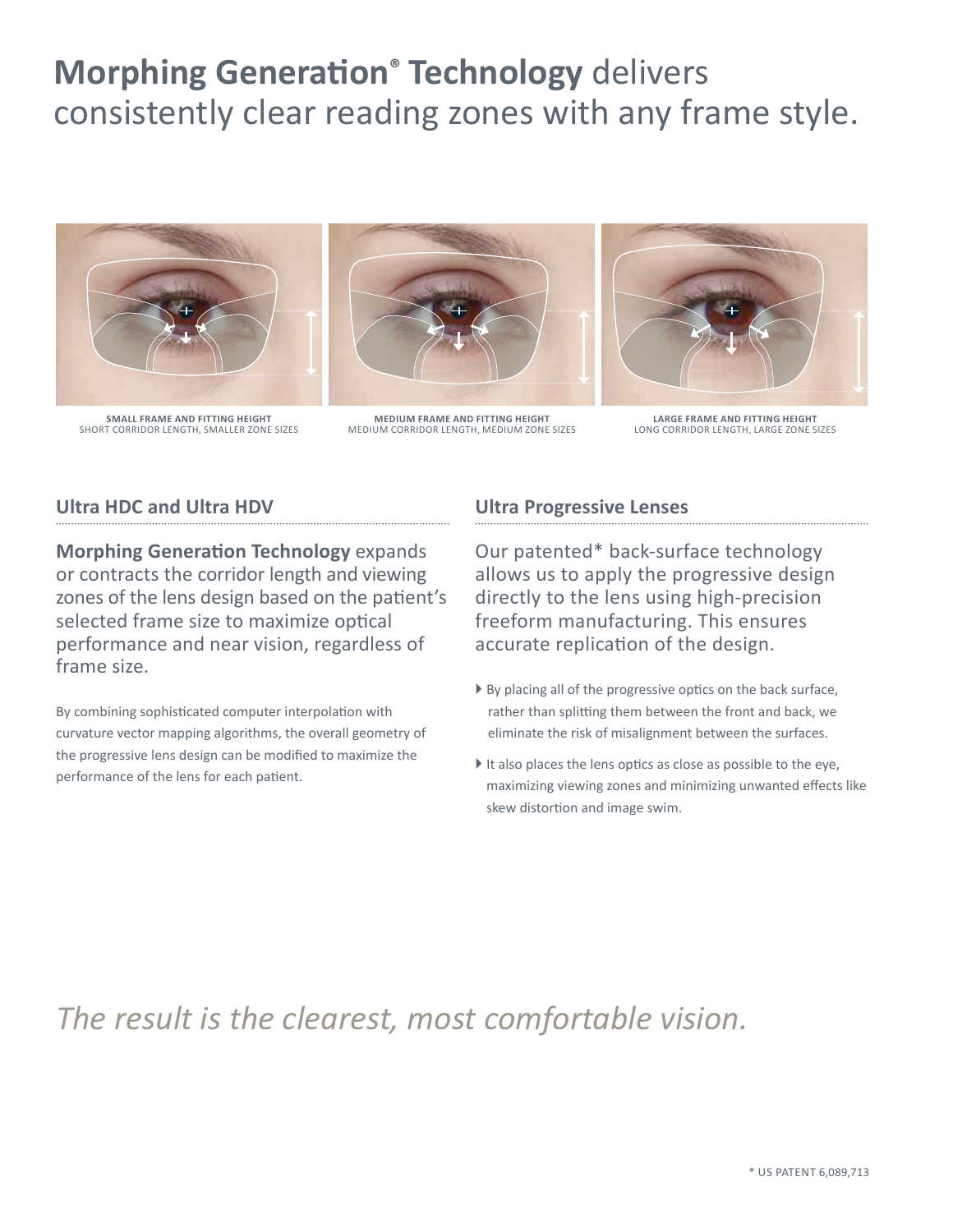# **Morphing Generation® Technology** delivers consistently clear reading zones with any frame style.

**SMALL FRAME AND FITTING HEIGHT**
SHORT CORRIDOR LENGTH, SMALLER ZONE SIZES

**MEDIUM FRAME AND FITTING HEIGHT**
MEDIUM CORRIDOR LENGTH, MEDIUM ZONE SIZES

**LARGE FRAME AND FITTING HEIGHT**
LONG CORRIDOR LENGTH, LARGE ZONE SIZES

## Ultra HDC and Ultra HDV

**Morphing Generation Technology** expands or contracts the corridor length and viewing zones of the lens design based on the patient's selected frame size to maximize optical performance and near vision, regardless of frame size.

By combining sophisticated computer interpolation with curvature vector mapping algorithms, the overall geometry of the progressive lens design can be modified to maximize the performance of the lens for each patient.

## Ultra Progressive Lenses

Our patented* back-surface technology allows us to apply the progressive design directly to the lens using high-precision freeform manufacturing. This ensures accurate replication of the design.

- By placing all of the progressive optics on the back surface, rather than splitting them between the front and back, we eliminate the risk of misalignment between the surfaces.
- It also places the lens optics as close as possible to the eye, maximizing viewing zones and minimizing unwanted effects like skew distortion and image swim.

*The result is the clearest, most comfortable vision.*

\* US PATENT 6,089,713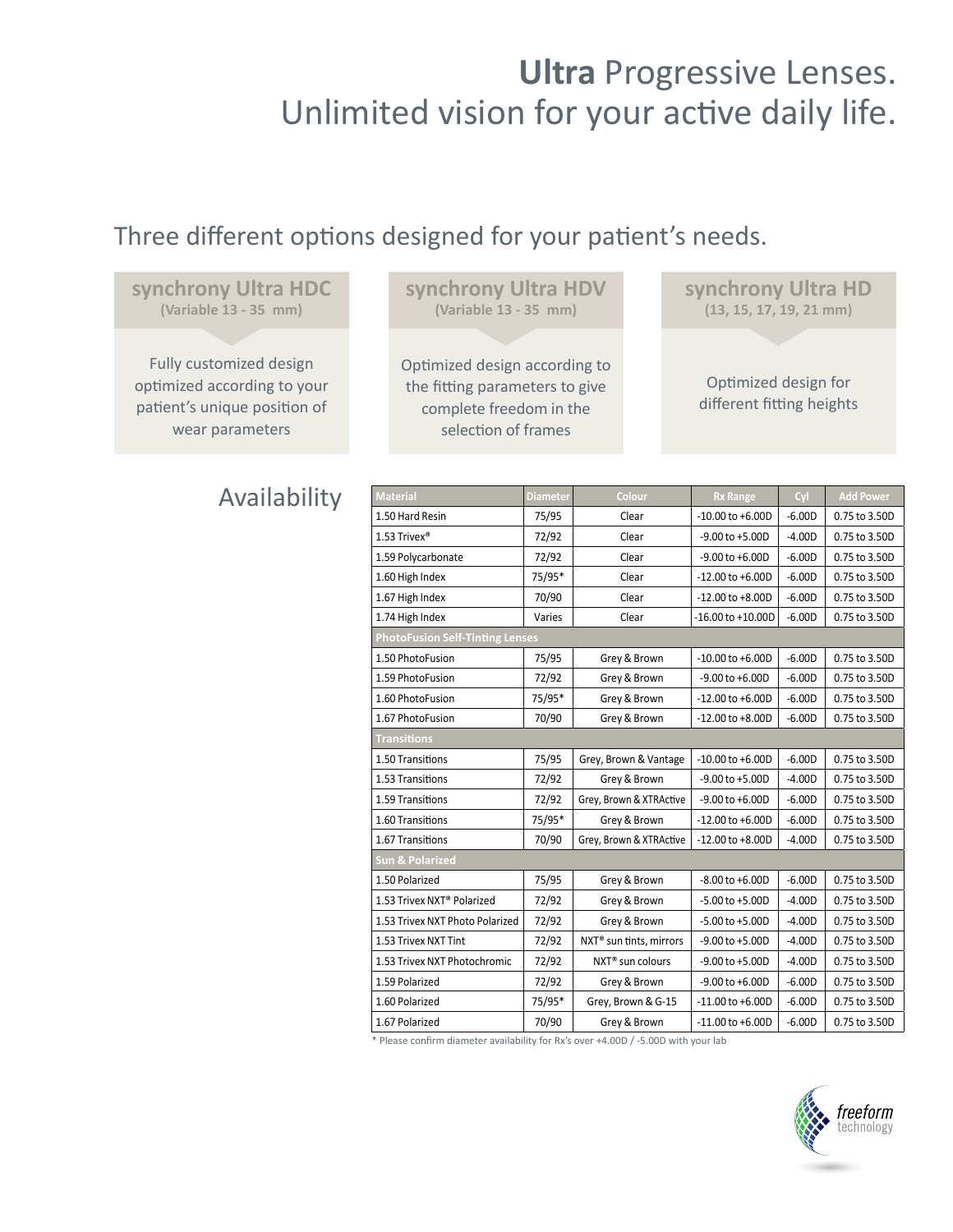# **Ultra** Progressive Lenses.
# Unlimited vision for your active daily life.

## Three different options designed for your patient's needs.

### synchrony Ultra HDC
**(Variable 13 - 35 mm)**

Fully customized design optimized according to your patient's unique position of wear parameters

### synchrony Ultra HDV
**(Variable 13 - 35 mm)**

Optimized design according to the fitting parameters to give complete freedom in the selection of frames

### synchrony Ultra HD
**(13, 15, 17, 19, 21 mm)**

Optimized design for different fitting heights

## Availability

| Material | Diameter | Colour | Rx Range | Cyl | Add Power |
|---|---|---|---|---|---|
| 1.50 Hard Resin | 75/95 | Clear | -10.00 to +6.00D | -6.00D | 0.75 to 3.50D |
| 1.53 Trivex® | 72/92 | Clear | -9.00 to +5.00D | -4.00D | 0.75 to 3.50D |
| 1.59 Polycarbonate | 72/92 | Clear | -9.00 to +6.00D | -6.00D | 0.75 to 3.50D |
| 1.60 High Index | 75/95* | Clear | -12.00 to +6.00D | -6.00D | 0.75 to 3.50D |
| 1.67 High Index | 70/90 | Clear | -12.00 to +8.00D | -6.00D | 0.75 to 3.50D |
| 1.74 High Index | Varies | Clear | -16.00 to +10.00D | -6.00D | 0.75 to 3.50D |
| **PhotoFusion Self-Tinting Lenses** | | | | | |
| 1.50 PhotoFusion | 75/95 | Grey & Brown | -10.00 to +6.00D | -6.00D | 0.75 to 3.50D |
| 1.59 PhotoFusion | 72/92 | Grey & Brown | -9.00 to +6.00D | -6.00D | 0.75 to 3.50D |
| 1.60 PhotoFusion | 75/95* | Grey & Brown | -12.00 to +6.00D | -6.00D | 0.75 to 3.50D |
| 1.67 PhotoFusion | 70/90 | Grey & Brown | -12.00 to +8.00D | -6.00D | 0.75 to 3.50D |
| **Transitions** | | | | | |
| 1.50 Transitions | 75/95 | Grey, Brown & Vantage | -10.00 to +6.00D | -6.00D | 0.75 to 3.50D |
| 1.53 Transitions | 72/92 | Grey & Brown | -9.00 to +5.00D | -4.00D | 0.75 to 3.50D |
| 1.59 Transitions | 72/92 | Grey, Brown & XTRActive | -9.00 to +6.00D | -6.00D | 0.75 to 3.50D |
| 1.60 Transitions | 75/95* | Grey & Brown | -12.00 to +6.00D | -6.00D | 0.75 to 3.50D |
| 1.67 Transitions | 70/90 | Grey, Brown & XTRActive | -12.00 to +8.00D | -4.00D | 0.75 to 3.50D |
| **Sun & Polarized** | | | | | |
| 1.50 Polarized | 75/95 | Grey & Brown | -8.00 to +6.00D | -6.00D | 0.75 to 3.50D |
| 1.53 Trivex NXT® Polarized | 72/92 | Grey & Brown | -5.00 to +5.00D | -4.00D | 0.75 to 3.50D |
| 1.53 Trivex NXT Photo Polarized | 72/92 | Grey & Brown | -5.00 to +5.00D | -4.00D | 0.75 to 3.50D |
| 1.53 Trivex NXT Tint | 72/92 | NXT® sun tints, mirrors | -9.00 to +5.00D | -4.00D | 0.75 to 3.50D |
| 1.53 Trivex NXT Photochromic | 72/92 | NXT® sun colours | -9.00 to +5.00D | -4.00D | 0.75 to 3.50D |
| 1.59 Polarized | 72/92 | Grey & Brown | -9.00 to +6.00D | -6.00D | 0.75 to 3.50D |
| 1.60 Polarized | 75/95* | Grey, Brown & G-15 | -11.00 to +6.00D | -6.00D | 0.75 to 3.50D |
| 1.67 Polarized | 70/90 | Grey & Brown | -11.00 to +6.00D | -6.00D | 0.75 to 3.50D |

\* Please confirm diameter availability for Rx's over +4.00D / -5.00D with your lab

freeform technology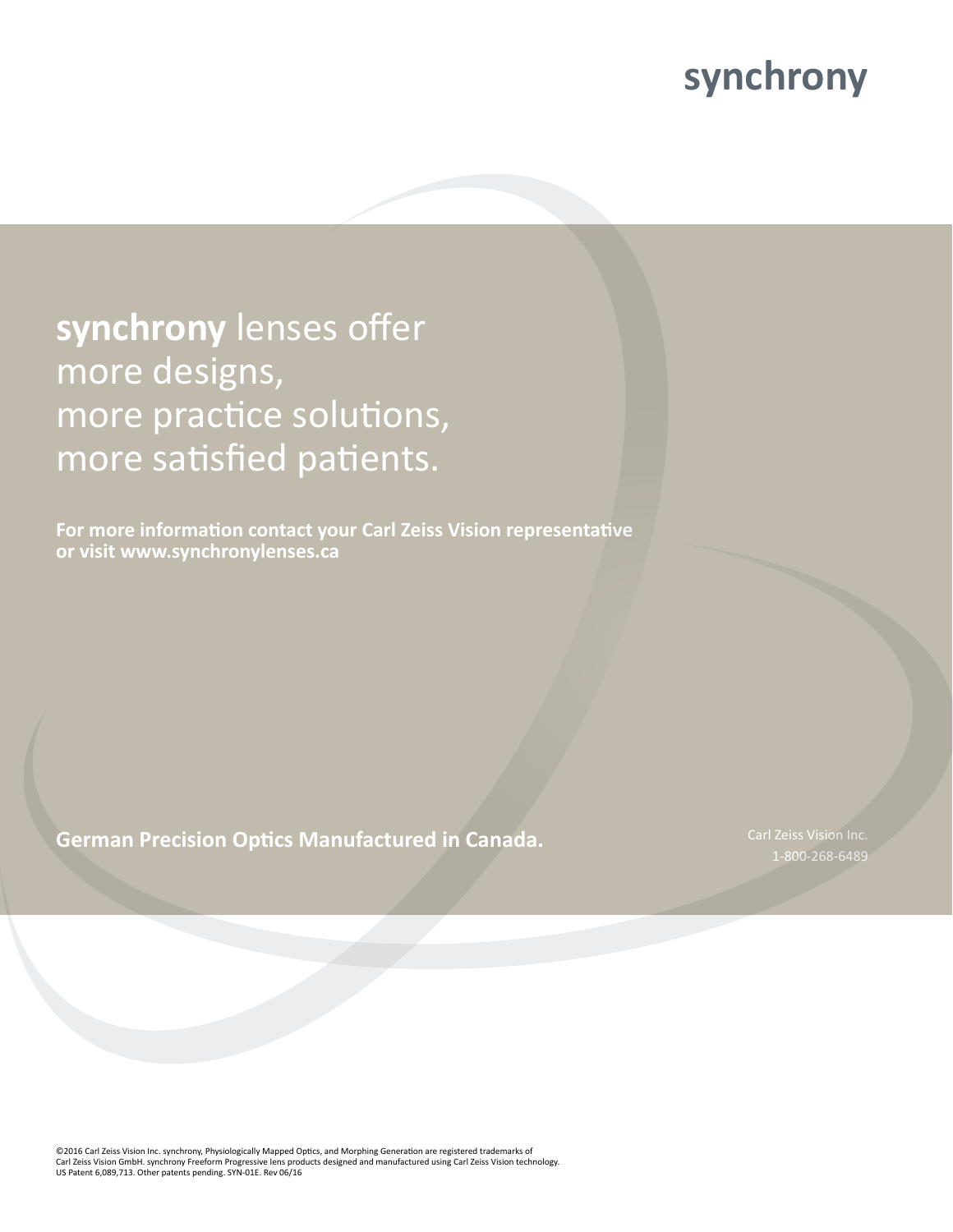# synchrony

**synchrony** lenses offer
more designs,
more practice solutions,
more satisfied patients.

**For more information contact your Carl Zeiss Vision representative or visit www.synchronylenses.ca**

**German Precision Optics Manufactured in Canada.**

Carl Zeiss Vision Inc.
1-800-268-6489

©2016 Carl Zeiss Vision Inc. synchrony, Physiologically Mapped Optics, and Morphing Generation are registered trademarks of Carl Zeiss Vision GmbH. synchrony Freeform Progressive lens products designed and manufactured using Carl Zeiss Vision technology. US Patent 6,089,713. Other patents pending. SYN-01E. Rev 06/16